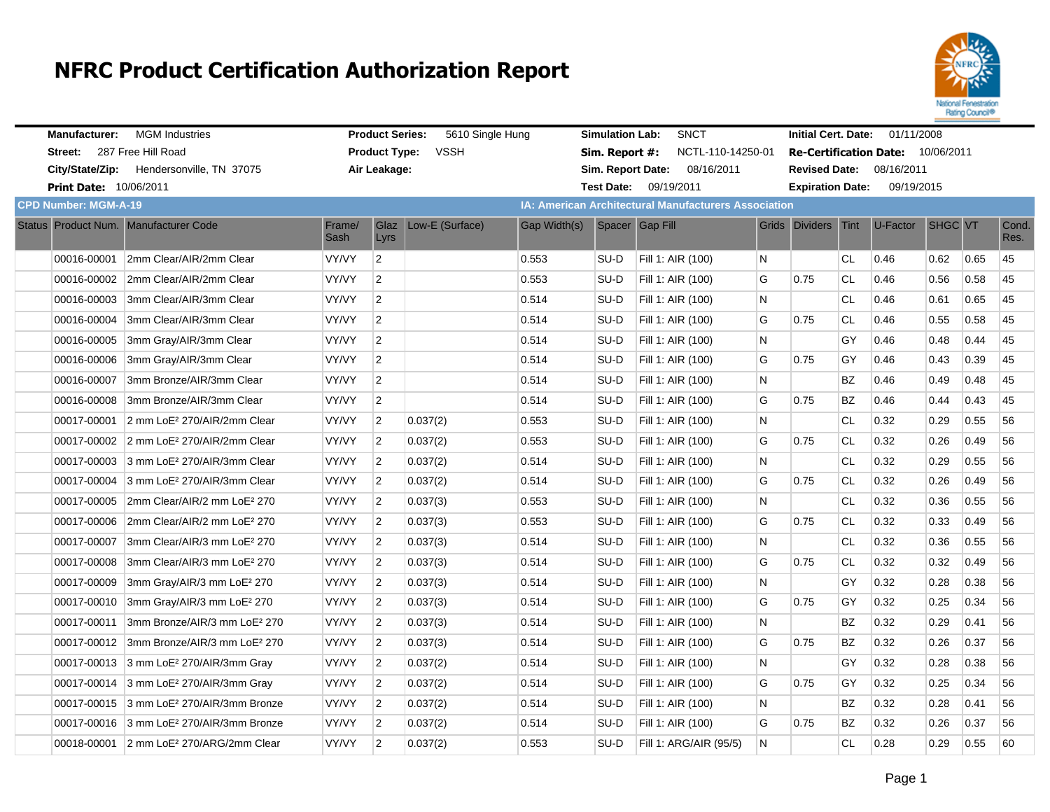# NFRC Product Certification Authorization Report

**Manufacturer:** MGM Industries
**Street:** 287 Free Hill Road
**City/State/Zip:** Hendersonville, TN 37075
**Print Date:** 10/06/2011

**Product Series:** 5610 Single Hung
**Product Type:** VSSH
**Air Leakage:**

**Simulation Lab:** SNCT
**Sim. Report #:** NCTL-110-14250-01
**Sim. Report Date:** 08/16/2011
**Test Date:** 09/19/2011

**Initial Cert. Date:** 01/11/2008
**Re-Certification Date:** 10/06/2011
**Revised Date:** 08/16/2011
**Expiration Date:** 09/19/2015

**CPD Number: MGM-A-19**

**IA: American Architectural Manufacturers Association**

| Status | Product Num. | Manufacturer Code | Frame/ Sash | Glaz Lyrs | Low-E (Surface) | Gap Width(s) | Spacer | Gap Fill | Grids | Dividers | Tint | U-Factor | SHGC | VT | Cond. Res. |
|---|---|---|---|---|---|---|---|---|---|---|---|---|---|---|---|
| | 00016-00001 | 2mm Clear/AIR/2mm Clear | VY/VY | 2 | | 0.553 | SU-D | Fill 1: AIR (100) | N | | CL | 0.46 | 0.62 | 0.65 | 45 |
| | 00016-00002 | 2mm Clear/AIR/2mm Clear | VY/VY | 2 | | 0.553 | SU-D | Fill 1: AIR (100) | G | 0.75 | CL | 0.46 | 0.56 | 0.58 | 45 |
| | 00016-00003 | 3mm Clear/AIR/3mm Clear | VY/VY | 2 | | 0.514 | SU-D | Fill 1: AIR (100) | N | | CL | 0.46 | 0.61 | 0.65 | 45 |
| | 00016-00004 | 3mm Clear/AIR/3mm Clear | VY/VY | 2 | | 0.514 | SU-D | Fill 1: AIR (100) | G | 0.75 | CL | 0.46 | 0.55 | 0.58 | 45 |
| | 00016-00005 | 3mm Gray/AIR/3mm Clear | VY/VY | 2 | | 0.514 | SU-D | Fill 1: AIR (100) | N | | GY | 0.46 | 0.48 | 0.44 | 45 |
| | 00016-00006 | 3mm Gray/AIR/3mm Clear | VY/VY | 2 | | 0.514 | SU-D | Fill 1: AIR (100) | G | 0.75 | GY | 0.46 | 0.43 | 0.39 | 45 |
| | 00016-00007 | 3mm Bronze/AIR/3mm Clear | VY/VY | 2 | | 0.514 | SU-D | Fill 1: AIR (100) | N | | BZ | 0.46 | 0.49 | 0.48 | 45 |
| | 00016-00008 | 3mm Bronze/AIR/3mm Clear | VY/VY | 2 | | 0.514 | SU-D | Fill 1: AIR (100) | G | 0.75 | BZ | 0.46 | 0.44 | 0.43 | 45 |
| | 00017-00001 | 2 mm LoE² 270/AIR/2mm Clear | VY/VY | 2 | 0.037(2) | 0.553 | SU-D | Fill 1: AIR (100) | N | | CL | 0.32 | 0.29 | 0.55 | 56 |
| | 00017-00002 | 2 mm LoE² 270/AIR/2mm Clear | VY/VY | 2 | 0.037(2) | 0.553 | SU-D | Fill 1: AIR (100) | G | 0.75 | CL | 0.32 | 0.26 | 0.49 | 56 |
| | 00017-00003 | 3 mm LoE² 270/AIR/3mm Clear | VY/VY | 2 | 0.037(2) | 0.514 | SU-D | Fill 1: AIR (100) | N | | CL | 0.32 | 0.29 | 0.55 | 56 |
| | 00017-00004 | 3 mm LoE² 270/AIR/3mm Clear | VY/VY | 2 | 0.037(2) | 0.514 | SU-D | Fill 1: AIR (100) | G | 0.75 | CL | 0.32 | 0.26 | 0.49 | 56 |
| | 00017-00005 | 2mm Clear/AIR/2 mm LoE² 270 | VY/VY | 2 | 0.037(3) | 0.553 | SU-D | Fill 1: AIR (100) | N | | CL | 0.32 | 0.36 | 0.55 | 56 |
| | 00017-00006 | 2mm Clear/AIR/2 mm LoE² 270 | VY/VY | 2 | 0.037(3) | 0.553 | SU-D | Fill 1: AIR (100) | G | 0.75 | CL | 0.32 | 0.33 | 0.49 | 56 |
| | 00017-00007 | 3mm Clear/AIR/3 mm LoE² 270 | VY/VY | 2 | 0.037(3) | 0.514 | SU-D | Fill 1: AIR (100) | N | | CL | 0.32 | 0.36 | 0.55 | 56 |
| | 00017-00008 | 3mm Clear/AIR/3 mm LoE² 270 | VY/VY | 2 | 0.037(3) | 0.514 | SU-D | Fill 1: AIR (100) | G | 0.75 | CL | 0.32 | 0.32 | 0.49 | 56 |
| | 00017-00009 | 3mm Gray/AIR/3 mm LoE² 270 | VY/VY | 2 | 0.037(3) | 0.514 | SU-D | Fill 1: AIR (100) | N | | GY | 0.32 | 0.28 | 0.38 | 56 |
| | 00017-00010 | 3mm Gray/AIR/3 mm LoE² 270 | VY/VY | 2 | 0.037(3) | 0.514 | SU-D | Fill 1: AIR (100) | G | 0.75 | GY | 0.32 | 0.25 | 0.34 | 56 |
| | 00017-00011 | 3mm Bronze/AIR/3 mm LoE² 270 | VY/VY | 2 | 0.037(3) | 0.514 | SU-D | Fill 1: AIR (100) | N | | BZ | 0.32 | 0.29 | 0.41 | 56 |
| | 00017-00012 | 3mm Bronze/AIR/3 mm LoE² 270 | VY/VY | 2 | 0.037(3) | 0.514 | SU-D | Fill 1: AIR (100) | G | 0.75 | BZ | 0.32 | 0.26 | 0.37 | 56 |
| | 00017-00013 | 3 mm LoE² 270/AIR/3mm Gray | VY/VY | 2 | 0.037(2) | 0.514 | SU-D | Fill 1: AIR (100) | N | | GY | 0.32 | 0.28 | 0.38 | 56 |
| | 00017-00014 | 3 mm LoE² 270/AIR/3mm Gray | VY/VY | 2 | 0.037(2) | 0.514 | SU-D | Fill 1: AIR (100) | G | 0.75 | GY | 0.32 | 0.25 | 0.34 | 56 |
| | 00017-00015 | 3 mm LoE² 270/AIR/3mm Bronze | VY/VY | 2 | 0.037(2) | 0.514 | SU-D | Fill 1: AIR (100) | N | | BZ | 0.32 | 0.28 | 0.41 | 56 |
| | 00017-00016 | 3 mm LoE² 270/AIR/3mm Bronze | VY/VY | 2 | 0.037(2) | 0.514 | SU-D | Fill 1: AIR (100) | G | 0.75 | BZ | 0.32 | 0.26 | 0.37 | 56 |
| | 00018-00001 | 2 mm LoE² 270/ARG/2mm Clear | VY/VY | 2 | 0.037(2) | 0.553 | SU-D | Fill 1: ARG/AIR (95/5) | N | | CL | 0.28 | 0.29 | 0.55 | 60 |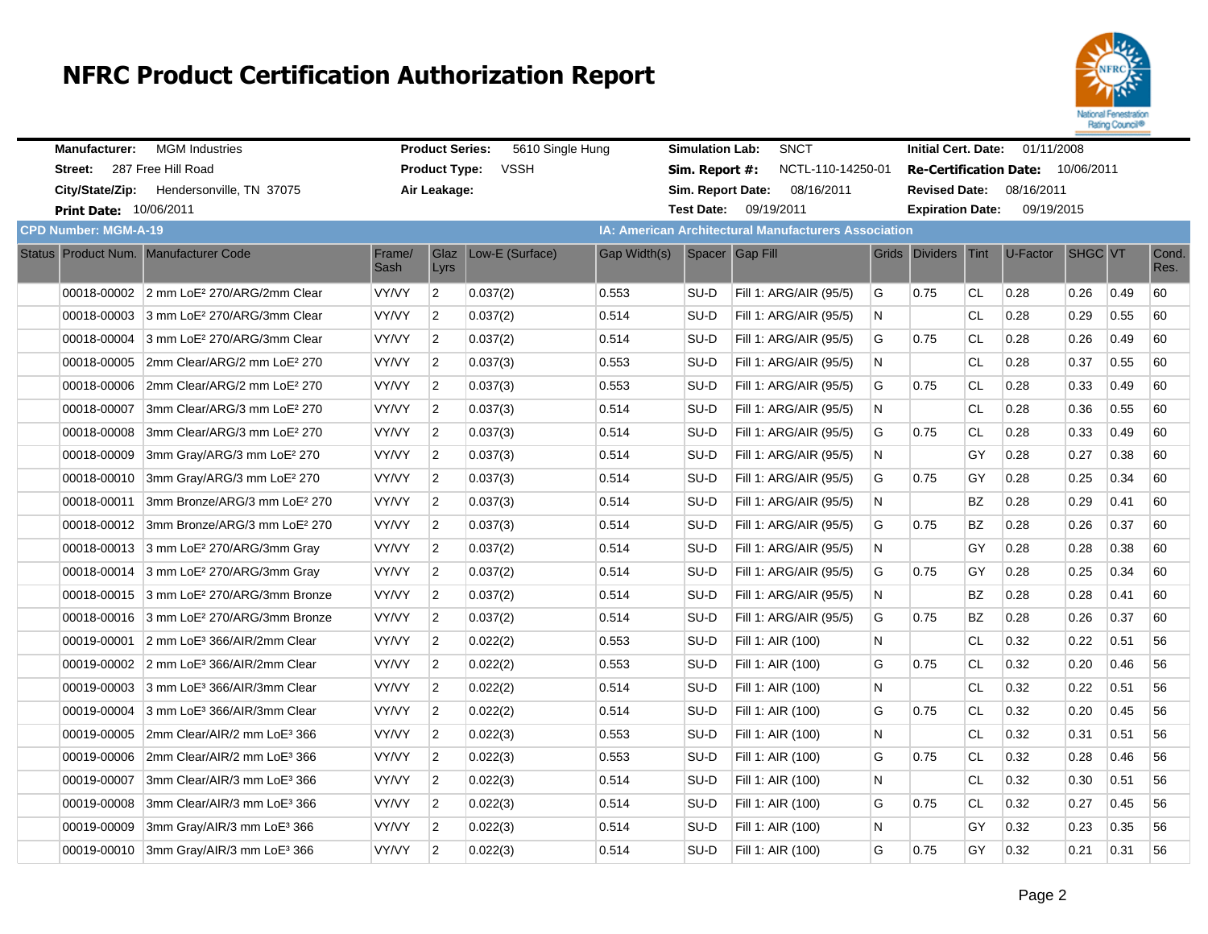# NFRC Product Certification Authorization Report

**Manufacturer:** MGM Industries
**Street:** 287 Free Hill Road
**City/State/Zip:** Hendersonville, TN 37075
**Print Date:** 10/06/2011

**Product Series:** 5610 Single Hung
**Product Type:** VSSH
**Air Leakage:**

**Simulation Lab:** SNCT
**Sim. Report #:** NCTL-110-14250-01
**Sim. Report Date:** 08/16/2011
**Test Date:** 09/19/2011

**Initial Cert. Date:** 01/11/2008
**Re-Certification Date:** 10/06/2011
**Revised Date:** 08/16/2011
**Expiration Date:** 09/19/2015

**CPD Number: MGM-A-19**

**IA: American Architectural Manufacturers Association**

| Status | Product Num. | Manufacturer Code | Frame/ Sash | Glaz Lyrs | Low-E (Surface) | Gap Width(s) | Spacer | Gap Fill | Grids | Dividers | Tint | U-Factor | SHGC | VT | Cond. Res. |
|---|---|---|---|---|---|---|---|---|---|---|---|---|---|---|---|
| | 00018-00002 | 2 mm LoE² 270/ARG/2mm Clear | VY/VY | 2 | 0.037(2) | 0.553 | SU-D | Fill 1: ARG/AIR (95/5) | G | 0.75 | CL | 0.28 | 0.26 | 0.49 | 60 |
| | 00018-00003 | 3 mm LoE² 270/ARG/3mm Clear | VY/VY | 2 | 0.037(2) | 0.514 | SU-D | Fill 1: ARG/AIR (95/5) | N | | CL | 0.28 | 0.29 | 0.55 | 60 |
| | 00018-00004 | 3 mm LoE² 270/ARG/3mm Clear | VY/VY | 2 | 0.037(2) | 0.514 | SU-D | Fill 1: ARG/AIR (95/5) | G | 0.75 | CL | 0.28 | 0.26 | 0.49 | 60 |
| | 00018-00005 | 2mm Clear/ARG/2 mm LoE² 270 | VY/VY | 2 | 0.037(3) | 0.553 | SU-D | Fill 1: ARG/AIR (95/5) | N | | CL | 0.28 | 0.37 | 0.55 | 60 |
| | 00018-00006 | 2mm Clear/ARG/2 mm LoE² 270 | VY/VY | 2 | 0.037(3) | 0.553 | SU-D | Fill 1: ARG/AIR (95/5) | G | 0.75 | CL | 0.28 | 0.33 | 0.49 | 60 |
| | 00018-00007 | 3mm Clear/ARG/3 mm LoE² 270 | VY/VY | 2 | 0.037(3) | 0.514 | SU-D | Fill 1: ARG/AIR (95/5) | N | | CL | 0.28 | 0.36 | 0.55 | 60 |
| | 00018-00008 | 3mm Clear/ARG/3 mm LoE² 270 | VY/VY | 2 | 0.037(3) | 0.514 | SU-D | Fill 1: ARG/AIR (95/5) | G | 0.75 | CL | 0.28 | 0.33 | 0.49 | 60 |
| | 00018-00009 | 3mm Gray/ARG/3 mm LoE² 270 | VY/VY | 2 | 0.037(3) | 0.514 | SU-D | Fill 1: ARG/AIR (95/5) | N | | GY | 0.28 | 0.27 | 0.38 | 60 |
| | 00018-00010 | 3mm Gray/ARG/3 mm LoE² 270 | VY/VY | 2 | 0.037(3) | 0.514 | SU-D | Fill 1: ARG/AIR (95/5) | G | 0.75 | GY | 0.28 | 0.25 | 0.34 | 60 |
| | 00018-00011 | 3mm Bronze/ARG/3 mm LoE² 270 | VY/VY | 2 | 0.037(3) | 0.514 | SU-D | Fill 1: ARG/AIR (95/5) | N | | BZ | 0.28 | 0.29 | 0.41 | 60 |
| | 00018-00012 | 3mm Bronze/ARG/3 mm LoE² 270 | VY/VY | 2 | 0.037(3) | 0.514 | SU-D | Fill 1: ARG/AIR (95/5) | G | 0.75 | BZ | 0.28 | 0.26 | 0.37 | 60 |
| | 00018-00013 | 3 mm LoE² 270/ARG/3mm Gray | VY/VY | 2 | 0.037(2) | 0.514 | SU-D | Fill 1: ARG/AIR (95/5) | N | | GY | 0.28 | 0.28 | 0.38 | 60 |
| | 00018-00014 | 3 mm LoE² 270/ARG/3mm Gray | VY/VY | 2 | 0.037(2) | 0.514 | SU-D | Fill 1: ARG/AIR (95/5) | G | 0.75 | GY | 0.28 | 0.25 | 0.34 | 60 |
| | 00018-00015 | 3 mm LoE² 270/ARG/3mm Bronze | VY/VY | 2 | 0.037(2) | 0.514 | SU-D | Fill 1: ARG/AIR (95/5) | N | | BZ | 0.28 | 0.28 | 0.41 | 60 |
| | 00018-00016 | 3 mm LoE² 270/ARG/3mm Bronze | VY/VY | 2 | 0.037(2) | 0.514 | SU-D | Fill 1: ARG/AIR (95/5) | G | 0.75 | BZ | 0.28 | 0.26 | 0.37 | 60 |
| | 00019-00001 | 2 mm LoE³ 366/AIR/2mm Clear | VY/VY | 2 | 0.022(2) | 0.553 | SU-D | Fill 1: AIR (100) | N | | CL | 0.32 | 0.22 | 0.51 | 56 |
| | 00019-00002 | 2 mm LoE³ 366/AIR/2mm Clear | VY/VY | 2 | 0.022(2) | 0.553 | SU-D | Fill 1: AIR (100) | G | 0.75 | CL | 0.32 | 0.20 | 0.46 | 56 |
| | 00019-00003 | 3 mm LoE³ 366/AIR/3mm Clear | VY/VY | 2 | 0.022(2) | 0.514 | SU-D | Fill 1: AIR (100) | N | | CL | 0.32 | 0.22 | 0.51 | 56 |
| | 00019-00004 | 3 mm LoE³ 366/AIR/3mm Clear | VY/VY | 2 | 0.022(2) | 0.514 | SU-D | Fill 1: AIR (100) | G | 0.75 | CL | 0.32 | 0.20 | 0.45 | 56 |
| | 00019-00005 | 2mm Clear/AIR/2 mm LoE³ 366 | VY/VY | 2 | 0.022(3) | 0.553 | SU-D | Fill 1: AIR (100) | N | | CL | 0.32 | 0.31 | 0.51 | 56 |
| | 00019-00006 | 2mm Clear/AIR/2 mm LoE³ 366 | VY/VY | 2 | 0.022(3) | 0.553 | SU-D | Fill 1: AIR (100) | G | 0.75 | CL | 0.32 | 0.28 | 0.46 | 56 |
| | 00019-00007 | 3mm Clear/AIR/3 mm LoE³ 366 | VY/VY | 2 | 0.022(3) | 0.514 | SU-D | Fill 1: AIR (100) | N | | CL | 0.32 | 0.30 | 0.51 | 56 |
| | 00019-00008 | 3mm Clear/AIR/3 mm LoE³ 366 | VY/VY | 2 | 0.022(3) | 0.514 | SU-D | Fill 1: AIR (100) | G | 0.75 | CL | 0.32 | 0.27 | 0.45 | 56 |
| | 00019-00009 | 3mm Gray/AIR/3 mm LoE³ 366 | VY/VY | 2 | 0.022(3) | 0.514 | SU-D | Fill 1: AIR (100) | N | | GY | 0.32 | 0.23 | 0.35 | 56 |
| | 00019-00010 | 3mm Gray/AIR/3 mm LoE³ 366 | VY/VY | 2 | 0.022(3) | 0.514 | SU-D | Fill 1: AIR (100) | G | 0.75 | GY | 0.32 | 0.21 | 0.31 | 56 |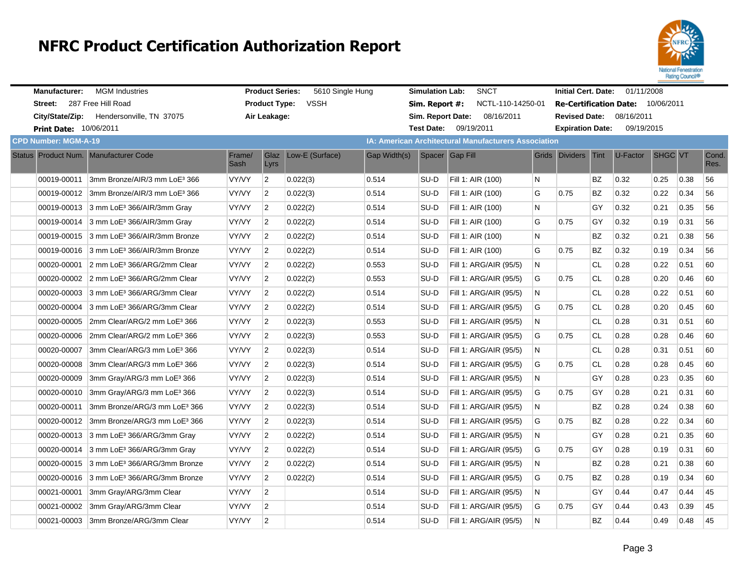# NFRC Product Certification Authorization Report

| | | | | | | | |
|---|---|---|---|---|---|---|---|
| **Manufacturer:** | MGM Industries | **Product Series:** | 5610 Single Hung | **Simulation Lab:** | SNCT | **Initial Cert. Date:** | 01/11/2008 |
| **Street:** | 287 Free Hill Road | **Product Type:** | VSSH | **Sim. Report #:** | NCTL-110-14250-01 | **Re-Certification Date:** | 10/06/2011 |
| **City/State/Zip:** | Hendersonville, TN 37075 | **Air Leakage:** | | **Sim. Report Date:** | 08/16/2011 | **Revised Date:** | 08/16/2011 |
| **Print Date:** | 10/06/2011 | | | **Test Date:** | 09/19/2011 | **Expiration Date:** | 09/19/2015 |

**CPD Number: MGM-A-19** | **IA: American Architectural Manufacturers Association**

| Status | Product Num. | Manufacturer Code | Frame/ Sash | Glaz Lyrs | Low-E (Surface) | Gap Width(s) | Spacer | Gap Fill | Grids | Dividers | Tint | U-Factor | SHGC | VT | Cond. Res. |
|---|---|---|---|---|---|---|---|---|---|---|---|---|---|---|---|
| | 00019-00011 | 3mm Bronze/AIR/3 mm LoE³ 366 | VY/VY | 2 | 0.022(3) | 0.514 | SU-D | Fill 1: AIR (100) | N | | BZ | 0.32 | 0.25 | 0.38 | 56 |
| | 00019-00012 | 3mm Bronze/AIR/3 mm LoE³ 366 | VY/VY | 2 | 0.022(3) | 0.514 | SU-D | Fill 1: AIR (100) | G | 0.75 | BZ | 0.32 | 0.22 | 0.34 | 56 |
| | 00019-00013 | 3 mm LoE³ 366/AIR/3mm Gray | VY/VY | 2 | 0.022(2) | 0.514 | SU-D | Fill 1: AIR (100) | N | | GY | 0.32 | 0.21 | 0.35 | 56 |
| | 00019-00014 | 3 mm LoE³ 366/AIR/3mm Gray | VY/VY | 2 | 0.022(2) | 0.514 | SU-D | Fill 1: AIR (100) | G | 0.75 | GY | 0.32 | 0.19 | 0.31 | 56 |
| | 00019-00015 | 3 mm LoE³ 366/AIR/3mm Bronze | VY/VY | 2 | 0.022(2) | 0.514 | SU-D | Fill 1: AIR (100) | N | | BZ | 0.32 | 0.21 | 0.38 | 56 |
| | 00019-00016 | 3 mm LoE³ 366/AIR/3mm Bronze | VY/VY | 2 | 0.022(2) | 0.514 | SU-D | Fill 1: AIR (100) | G | 0.75 | BZ | 0.32 | 0.19 | 0.34 | 56 |
| | 00020-00001 | 2 mm LoE³ 366/ARG/2mm Clear | VY/VY | 2 | 0.022(2) | 0.553 | SU-D | Fill 1: ARG/AIR (95/5) | N | | CL | 0.28 | 0.22 | 0.51 | 60 |
| | 00020-00002 | 2 mm LoE³ 366/ARG/2mm Clear | VY/VY | 2 | 0.022(2) | 0.553 | SU-D | Fill 1: ARG/AIR (95/5) | G | 0.75 | CL | 0.28 | 0.20 | 0.46 | 60 |
| | 00020-00003 | 3 mm LoE³ 366/ARG/3mm Clear | VY/VY | 2 | 0.022(2) | 0.514 | SU-D | Fill 1: ARG/AIR (95/5) | N | | CL | 0.28 | 0.22 | 0.51 | 60 |
| | 00020-00004 | 3 mm LoE³ 366/ARG/3mm Clear | VY/VY | 2 | 0.022(2) | 0.514 | SU-D | Fill 1: ARG/AIR (95/5) | G | 0.75 | CL | 0.28 | 0.20 | 0.45 | 60 |
| | 00020-00005 | 2mm Clear/ARG/2 mm LoE³ 366 | VY/VY | 2 | 0.022(3) | 0.553 | SU-D | Fill 1: ARG/AIR (95/5) | N | | CL | 0.28 | 0.31 | 0.51 | 60 |
| | 00020-00006 | 2mm Clear/ARG/2 mm LoE³ 366 | VY/VY | 2 | 0.022(3) | 0.553 | SU-D | Fill 1: ARG/AIR (95/5) | G | 0.75 | CL | 0.28 | 0.28 | 0.46 | 60 |
| | 00020-00007 | 3mm Clear/ARG/3 mm LoE³ 366 | VY/VY | 2 | 0.022(3) | 0.514 | SU-D | Fill 1: ARG/AIR (95/5) | N | | CL | 0.28 | 0.31 | 0.51 | 60 |
| | 00020-00008 | 3mm Clear/ARG/3 mm LoE³ 366 | VY/VY | 2 | 0.022(3) | 0.514 | SU-D | Fill 1: ARG/AIR (95/5) | G | 0.75 | CL | 0.28 | 0.28 | 0.45 | 60 |
| | 00020-00009 | 3mm Gray/ARG/3 mm LoE³ 366 | VY/VY | 2 | 0.022(3) | 0.514 | SU-D | Fill 1: ARG/AIR (95/5) | N | | GY | 0.28 | 0.23 | 0.35 | 60 |
| | 00020-00010 | 3mm Gray/ARG/3 mm LoE³ 366 | VY/VY | 2 | 0.022(3) | 0.514 | SU-D | Fill 1: ARG/AIR (95/5) | G | 0.75 | GY | 0.28 | 0.21 | 0.31 | 60 |
| | 00020-00011 | 3mm Bronze/ARG/3 mm LoE³ 366 | VY/VY | 2 | 0.022(3) | 0.514 | SU-D | Fill 1: ARG/AIR (95/5) | N | | BZ | 0.28 | 0.24 | 0.38 | 60 |
| | 00020-00012 | 3mm Bronze/ARG/3 mm LoE³ 366 | VY/VY | 2 | 0.022(3) | 0.514 | SU-D | Fill 1: ARG/AIR (95/5) | G | 0.75 | BZ | 0.28 | 0.22 | 0.34 | 60 |
| | 00020-00013 | 3 mm LoE³ 366/ARG/3mm Gray | VY/VY | 2 | 0.022(2) | 0.514 | SU-D | Fill 1: ARG/AIR (95/5) | N | | GY | 0.28 | 0.21 | 0.35 | 60 |
| | 00020-00014 | 3 mm LoE³ 366/ARG/3mm Gray | VY/VY | 2 | 0.022(2) | 0.514 | SU-D | Fill 1: ARG/AIR (95/5) | G | 0.75 | GY | 0.28 | 0.19 | 0.31 | 60 |
| | 00020-00015 | 3 mm LoE³ 366/ARG/3mm Bronze | VY/VY | 2 | 0.022(2) | 0.514 | SU-D | Fill 1: ARG/AIR (95/5) | N | | BZ | 0.28 | 0.21 | 0.38 | 60 |
| | 00020-00016 | 3 mm LoE³ 366/ARG/3mm Bronze | VY/VY | 2 | 0.022(2) | 0.514 | SU-D | Fill 1: ARG/AIR (95/5) | G | 0.75 | BZ | 0.28 | 0.19 | 0.34 | 60 |
| | 00021-00001 | 3mm Gray/ARG/3mm Clear | VY/VY | 2 | | 0.514 | SU-D | Fill 1: ARG/AIR (95/5) | N | | GY | 0.44 | 0.47 | 0.44 | 45 |
| | 00021-00002 | 3mm Gray/ARG/3mm Clear | VY/VY | 2 | | 0.514 | SU-D | Fill 1: ARG/AIR (95/5) | G | 0.75 | GY | 0.44 | 0.43 | 0.39 | 45 |
| | 00021-00003 | 3mm Bronze/ARG/3mm Clear | VY/VY | 2 | | 0.514 | SU-D | Fill 1: ARG/AIR (95/5) | N | | BZ | 0.44 | 0.49 | 0.48 | 45 |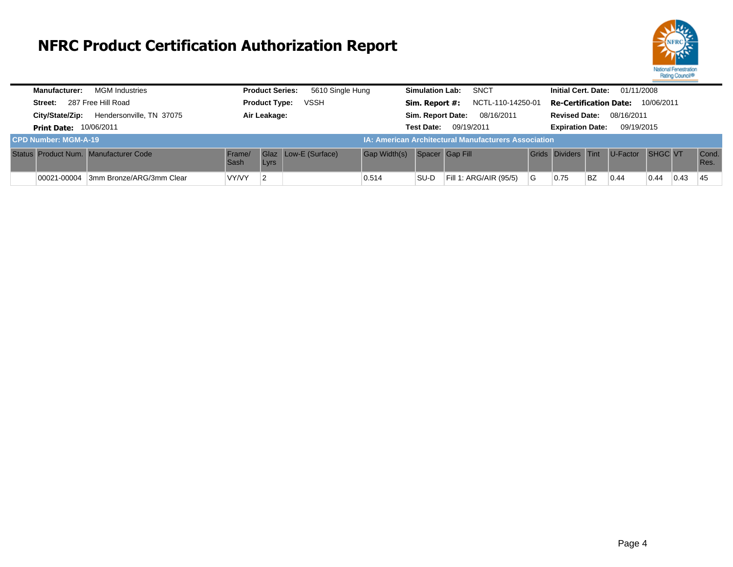# NFRC Product Certification Authorization Report

| | | | |
|---|---|---|---|
| **Manufacturer:** MGM Industries | **Product Series:** 5610 Single Hung | **Simulation Lab:** SNCT | **Initial Cert. Date:** 01/11/2008 |
| **Street:** 287 Free Hill Road | **Product Type:** VSSH | **Sim. Report #:** NCTL-110-14250-01 | **Re-Certification Date:** 10/06/2011 |
| **City/State/Zip:** Hendersonville, TN 37075 | **Air Leakage:** | **Sim. Report Date:** 08/16/2011 | **Revised Date:** 08/16/2011 |
| **Print Date:** 10/06/2011 | | **Test Date:** 09/19/2011 | **Expiration Date:** 09/19/2015 |

**CPD Number: MGM-A-19** — **IA: American Architectural Manufacturers Association**

| Status | Product Num. | Manufacturer Code | Frame/ Sash | Glaz Lyrs | Low-E (Surface) | Gap Width(s) | Spacer | Gap Fill | Grids | Dividers | Tint | U-Factor | SHGC | VT | Cond. Res. |
|---|---|---|---|---|---|---|---|---|---|---|---|---|---|---|---|
| | 00021-00004 | 3mm Bronze/ARG/3mm Clear | VY/VY | 2 | | 0.514 | SU-D | Fill 1: ARG/AIR (95/5) | G | 0.75 | BZ | 0.44 | 0.44 | 0.43 | 45 |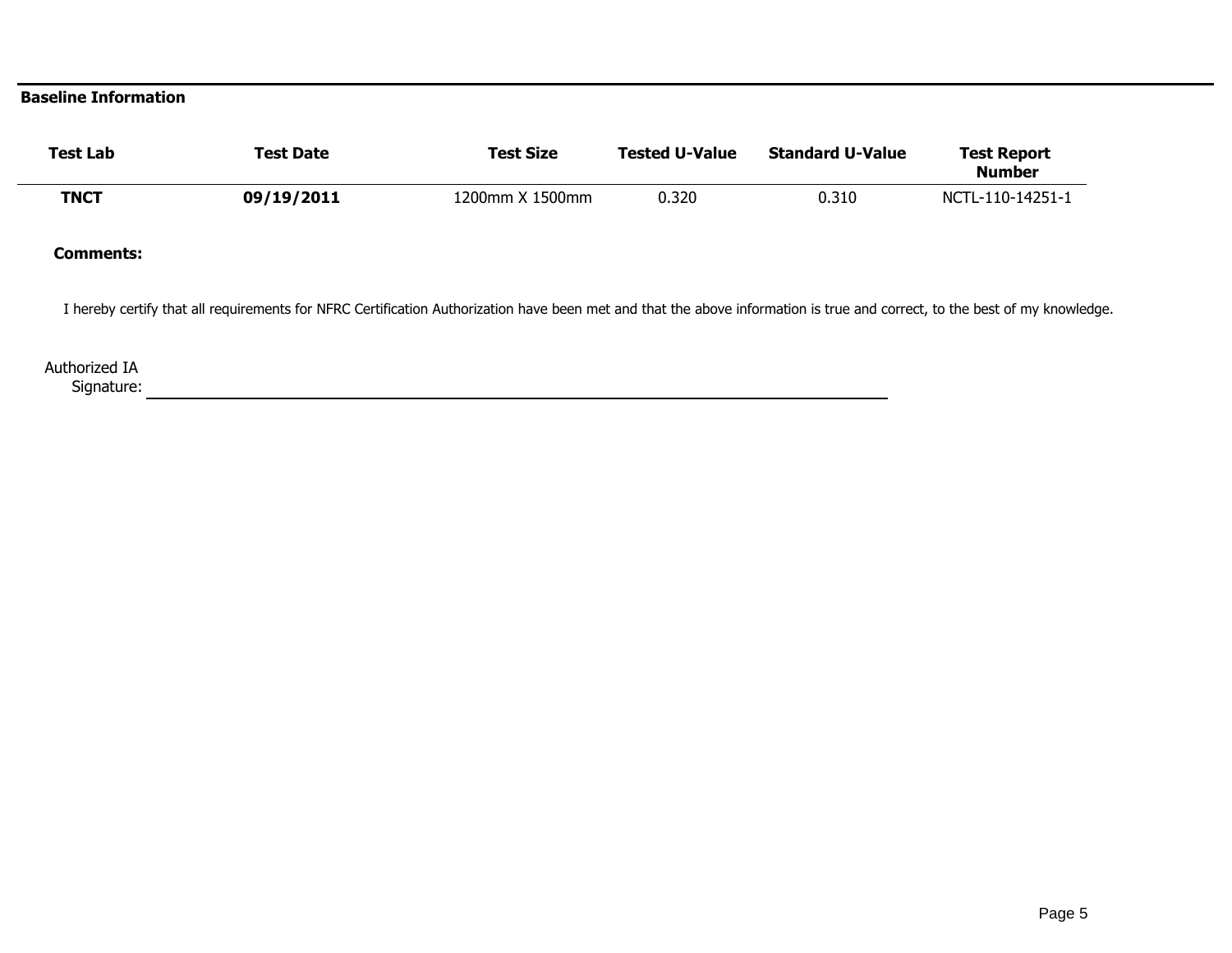**Baseline Information**

| Test Lab | Test Date | Test Size | Tested U-Value | Standard U-Value | Test Report Number |
|---|---|---|---|---|---|
| **TNCT** | **09/19/2011** | 1200mm X 1500mm | 0.320 | 0.310 | NCTL-110-14251-1 |

**Comments:**

I hereby certify that all requirements for NFRC Certification Authorization have been met and that the above information is true and correct, to the best of my knowledge.

Authorized IA Signature: ______________________________